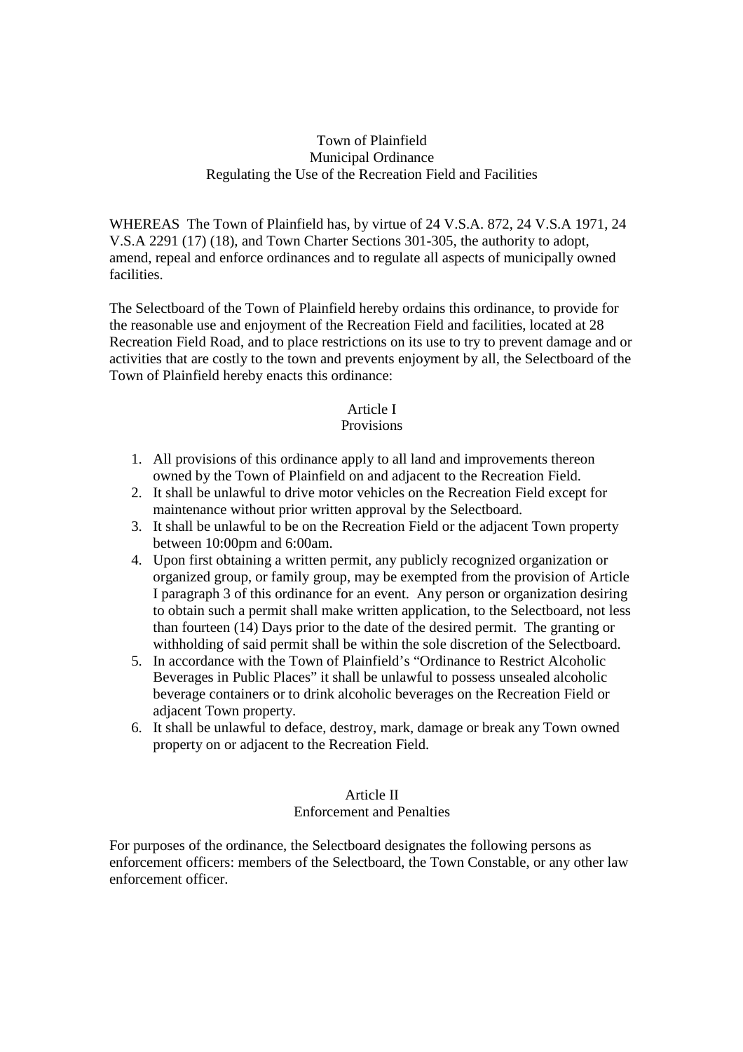# Town of Plainfield
## Municipal Ordinance
## Regulating the Use of the Recreation Field and Facilities

WHEREAS The Town of Plainfield has, by virtue of 24 V.S.A. 872, 24 V.S.A 1971, 24 V.S.A 2291 (17) (18), and Town Charter Sections 301-305, the authority to adopt, amend, repeal and enforce ordinances and to regulate all aspects of municipally owned facilities.

The Selectboard of the Town of Plainfield hereby ordains this ordinance, to provide for the reasonable use and enjoyment of the Recreation Field and facilities, located at 28 Recreation Field Road, and to place restrictions on its use to try to prevent damage and or activities that are costly to the town and prevents enjoyment by all, the Selectboard of the Town of Plainfield hereby enacts this ordinance:

### Article I
### Provisions

1. All provisions of this ordinance apply to all land and improvements thereon owned by the Town of Plainfield on and adjacent to the Recreation Field.
2. It shall be unlawful to drive motor vehicles on the Recreation Field except for maintenance without prior written approval by the Selectboard.
3. It shall be unlawful to be on the Recreation Field or the adjacent Town property between 10:00pm and 6:00am.
4. Upon first obtaining a written permit, any publicly recognized organization or organized group, or family group, may be exempted from the provision of Article I paragraph 3 of this ordinance for an event. Any person or organization desiring to obtain such a permit shall make written application, to the Selectboard, not less than fourteen (14) Days prior to the date of the desired permit. The granting or withholding of said permit shall be within the sole discretion of the Selectboard.
5. In accordance with the Town of Plainfield's "Ordinance to Restrict Alcoholic Beverages in Public Places" it shall be unlawful to possess unsealed alcoholic beverage containers or to drink alcoholic beverages on the Recreation Field or adjacent Town property.
6. It shall be unlawful to deface, destroy, mark, damage or break any Town owned property on or adjacent to the Recreation Field.

### Article II
### Enforcement and Penalties

For purposes of the ordinance, the Selectboard designates the following persons as enforcement officers: members of the Selectboard, the Town Constable, or any other law enforcement officer.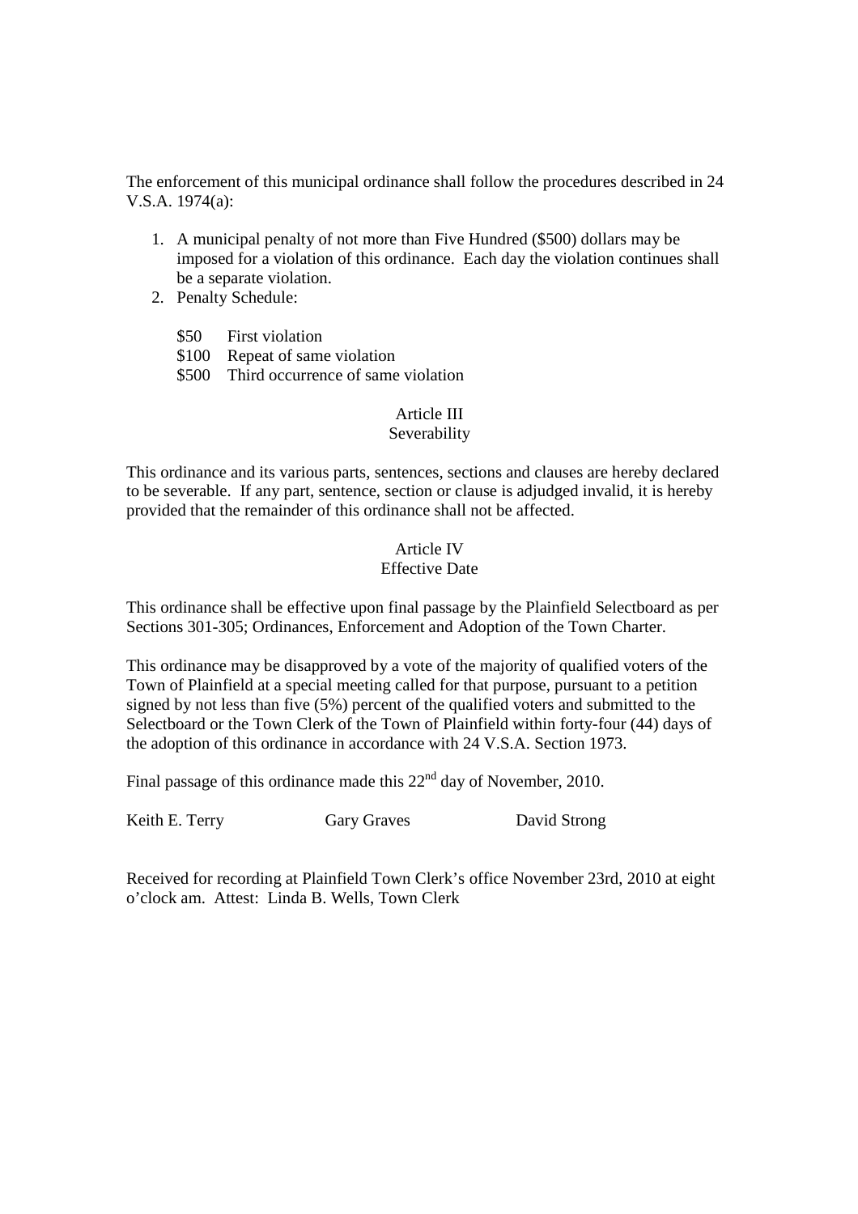The enforcement of this municipal ordinance shall follow the procedures described in 24 V.S.A. 1974(a):

1. A municipal penalty of not more than Five Hundred ($500) dollars may be imposed for a violation of this ordinance. Each day the violation continues shall be a separate violation.
2. Penalty Schedule:

   $50 First violation
   $100 Repeat of same violation
   $500 Third occurrence of same violation

## Article III
## Severability

This ordinance and its various parts, sentences, sections and clauses are hereby declared to be severable. If any part, sentence, section or clause is adjudged invalid, it is hereby provided that the remainder of this ordinance shall not be affected.

## Article IV
## Effective Date

This ordinance shall be effective upon final passage by the Plainfield Selectboard as per Sections 301-305; Ordinances, Enforcement and Adoption of the Town Charter.

This ordinance may be disapproved by a vote of the majority of qualified voters of the Town of Plainfield at a special meeting called for that purpose, pursuant to a petition signed by not less than five (5%) percent of the qualified voters and submitted to the Selectboard or the Town Clerk of the Town of Plainfield within forty-four (44) days of the adoption of this ordinance in accordance with 24 V.S.A. Section 1973.

Final passage of this ordinance made this 22nd day of November, 2010.

Keith E. Terry Gary Graves David Strong

Received for recording at Plainfield Town Clerk's office November 23rd, 2010 at eight o'clock am. Attest: Linda B. Wells, Town Clerk